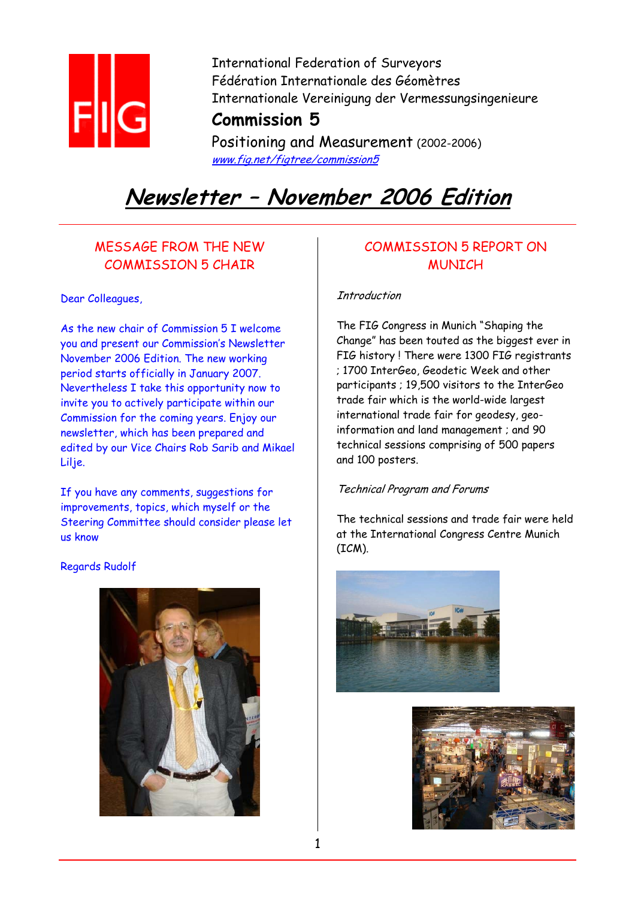International Federation of Surveyors
Fédération Internationale des Géomètres
Internationale Vereinigung der Vermessungsingenieure

**Commission 5**

Positioning and Measurement (2002-2006)
www.fig.net/figtree/commission5

# Newsletter – November 2006 Edition

## MESSAGE FROM THE NEW COMMISSION 5 CHAIR

Dear Colleagues,

As the new chair of Commission 5 I welcome you and present our Commission's Newsletter November 2006 Edition. The new working period starts officially in January 2007. Nevertheless I take this opportunity now to invite you to actively participate within our Commission for the coming years. Enjoy our newsletter, which has been prepared and edited by our Vice Chairs Rob Sarib and Mikael Lilje.

If you have any comments, suggestions for improvements, topics, which myself or the Steering Committee should consider please let us know

Regards Rudolf

## COMMISSION 5 REPORT ON MUNICH

*Introduction*

The FIG Congress in Munich "Shaping the Change" has been touted as the biggest ever in FIG history ! There were 1300 FIG registrants ; 1700 InterGeo, Geodetic Week and other participants ; 19,500 visitors to the InterGeo trade fair which is the world-wide largest international trade fair for geodesy, geo-information and land management ; and 90 technical sessions comprising of 500 papers and 100 posters.

*Technical Program and Forums*

The technical sessions and trade fair were held at the International Congress Centre Munich (ICM).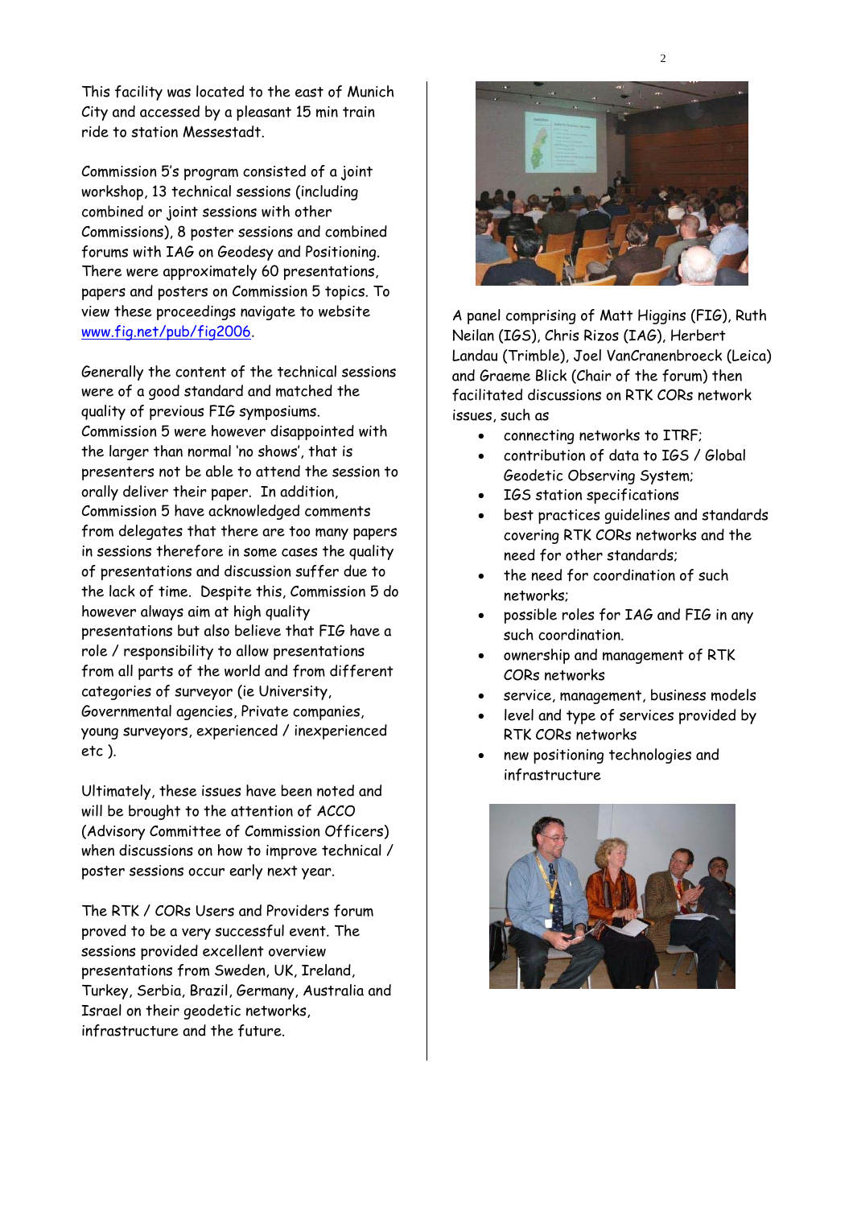This facility was located to the east of Munich City and accessed by a pleasant 15 min train ride to station Messestadt.

Commission 5's program consisted of a joint workshop, 13 technical sessions (including combined or joint sessions with other Commissions), 8 poster sessions and combined forums with IAG on Geodesy and Positioning. There were approximately 60 presentations, papers and posters on Commission 5 topics. To view these proceedings navigate to website www.fig.net/pub/fig2006.

Generally the content of the technical sessions were of a good standard and matched the quality of previous FIG symposiums. Commission 5 were however disappointed with the larger than normal 'no shows', that is presenters not be able to attend the session to orally deliver their paper. In addition, Commission 5 have acknowledged comments from delegates that there are too many papers in sessions therefore in some cases the quality of presentations and discussion suffer due to the lack of time. Despite this, Commission 5 do however always aim at high quality presentations but also believe that FIG have a role / responsibility to allow presentations from all parts of the world and from different categories of surveyor (ie University, Governmental agencies, Private companies, young surveyors, experienced / inexperienced etc ).

Ultimately, these issues have been noted and will be brought to the attention of ACCO (Advisory Committee of Commission Officers) when discussions on how to improve technical / poster sessions occur early next year.

The RTK / CORs Users and Providers forum proved to be a very successful event. The sessions provided excellent overview presentations from Sweden, UK, Ireland, Turkey, Serbia, Brazil, Germany, Australia and Israel on their geodetic networks, infrastructure and the future.

A panel comprising of Matt Higgins (FIG), Ruth Neilan (IGS), Chris Rizos (IAG), Herbert Landau (Trimble), Joel VanCranenbroeck (Leica) and Graeme Blick (Chair of the forum) then facilitated discussions on RTK CORs network issues, such as

- connecting networks to ITRF;
- contribution of data to IGS / Global Geodetic Observing System;
- IGS station specifications
- best practices guidelines and standards covering RTK CORs networks and the need for other standards;
- the need for coordination of such networks;
- possible roles for IAG and FIG in any such coordination.
- ownership and management of RTK CORs networks
- service, management, business models
- level and type of services provided by RTK CORs networks
- new positioning technologies and infrastructure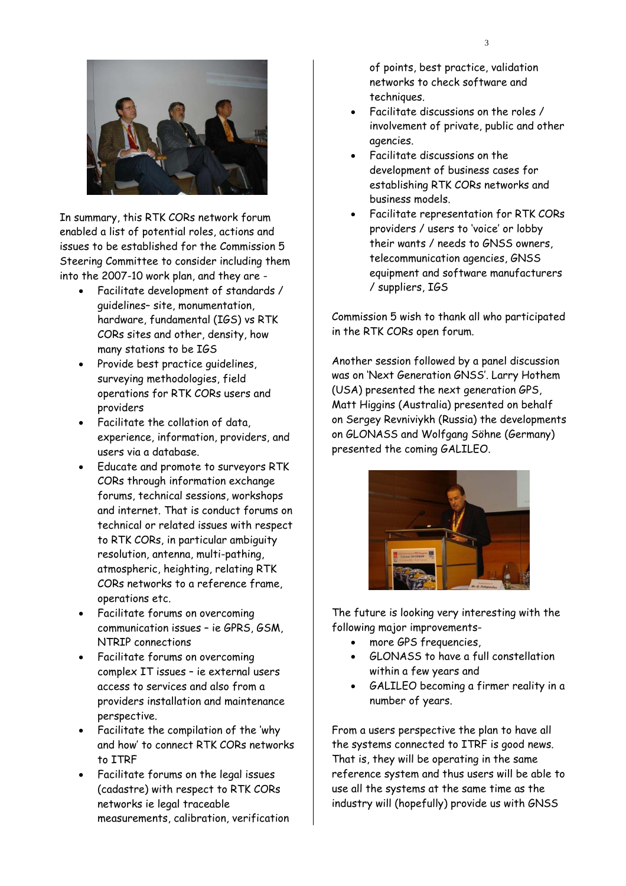In summary, this RTK CORs network forum enabled a list of potential roles, actions and issues to be established for the Commission 5 Steering Committee to consider including them into the 2007-10 work plan, and they are -

- Facilitate development of standards / guidelines– site, monumentation, hardware, fundamental (IGS) vs RTK CORs sites and other, density, how many stations to be IGS
- Provide best practice guidelines, surveying methodologies, field operations for RTK CORs users and providers
- Facilitate the collation of data, experience, information, providers, and users via a database.
- Educate and promote to surveyors RTK CORs through information exchange forums, technical sessions, workshops and internet. That is conduct forums on technical or related issues with respect to RTK CORs, in particular ambiguity resolution, antenna, multi-pathing, atmospheric, heighting, relating RTK CORs networks to a reference frame, operations etc.
- Facilitate forums on overcoming communication issues – ie GPRS, GSM, NTRIP connections
- Facilitate forums on overcoming complex IT issues – ie external users access to services and also from a providers installation and maintenance perspective.
- Facilitate the compilation of the 'why and how' to connect RTK CORs networks to ITRF
- Facilitate forums on the legal issues (cadastre) with respect to RTK CORs networks ie legal traceable measurements, calibration, verification of points, best practice, validation networks to check software and techniques.
- Facilitate discussions on the roles / involvement of private, public and other agencies.
- Facilitate discussions on the development of business cases for establishing RTK CORs networks and business models.
- Facilitate representation for RTK CORs providers / users to 'voice' or lobby their wants / needs to GNSS owners, telecommunication agencies, GNSS equipment and software manufacturers / suppliers, IGS

Commission 5 wish to thank all who participated in the RTK CORs open forum.

Another session followed by a panel discussion was on 'Next Generation GNSS'. Larry Hothem (USA) presented the next generation GPS, Matt Higgins (Australia) presented on behalf on Sergey Revniviykh (Russia) the developments on GLONASS and Wolfgang Söhne (Germany) presented the coming GALILEO.

The future is looking very interesting with the following major improvements-

- more GPS frequencies,
- GLONASS to have a full constellation within a few years and
- GALILEO becoming a firmer reality in a number of years.

From a users perspective the plan to have all the systems connected to ITRF is good news. That is, they will be operating in the same reference system and thus users will be able to use all the systems at the same time as the industry will (hopefully) provide us with GNSS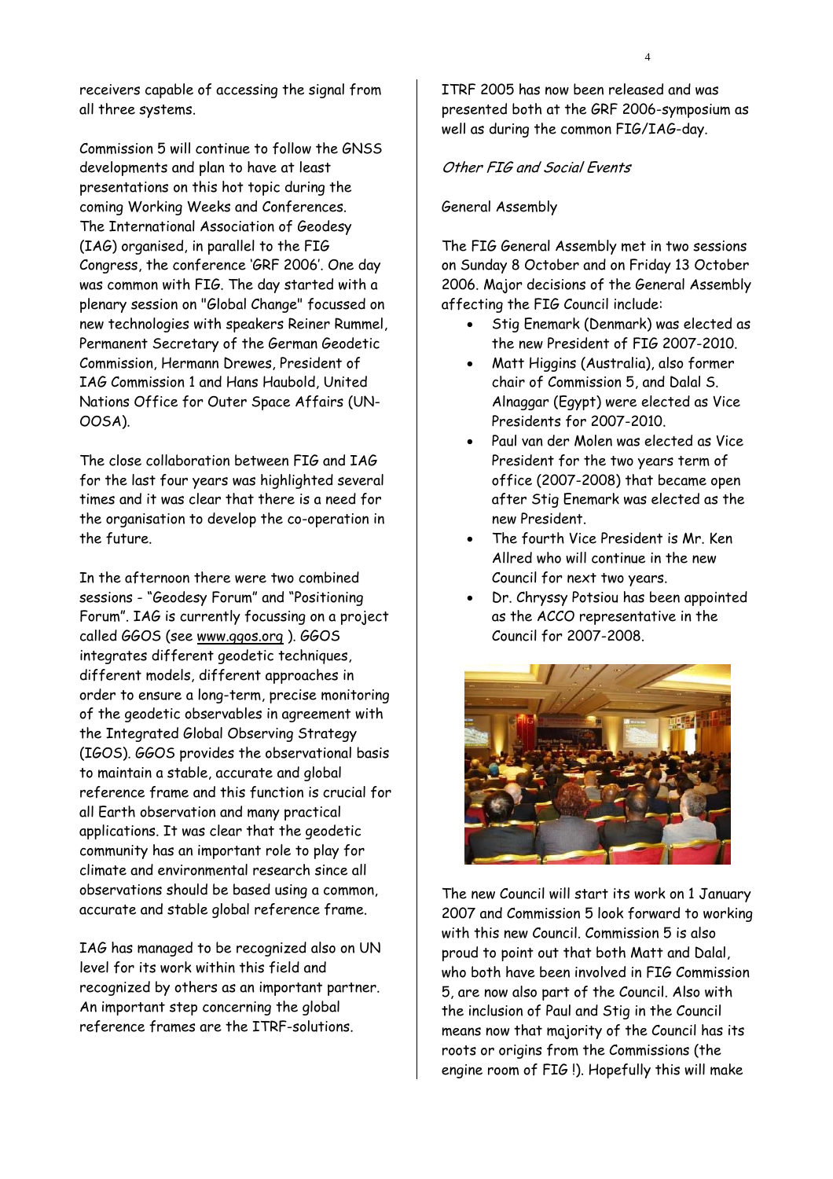receivers capable of accessing the signal from all three systems.

Commission 5 will continue to follow the GNSS developments and plan to have at least presentations on this hot topic during the coming Working Weeks and Conferences. The International Association of Geodesy (IAG) organised, in parallel to the FIG Congress, the conference 'GRF 2006'. One day was common with FIG. The day started with a plenary session on "Global Change" focussed on new technologies with speakers Reiner Rummel, Permanent Secretary of the German Geodetic Commission, Hermann Drewes, President of IAG Commission 1 and Hans Haubold, United Nations Office for Outer Space Affairs (UN-OOSA).

The close collaboration between FIG and IAG for the last four years was highlighted several times and it was clear that there is a need for the organisation to develop the co-operation in the future.

In the afternoon there were two combined sessions - "Geodesy Forum" and "Positioning Forum". IAG is currently focussing on a project called GGOS (see www.ggos.org ). GGOS integrates different geodetic techniques, different models, different approaches in order to ensure a long-term, precise monitoring of the geodetic observables in agreement with the Integrated Global Observing Strategy (IGOS). GGOS provides the observational basis to maintain a stable, accurate and global reference frame and this function is crucial for all Earth observation and many practical applications. It was clear that the geodetic community has an important role to play for climate and environmental research since all observations should be based using a common, accurate and stable global reference frame.

IAG has managed to be recognized also on UN level for its work within this field and recognized by others as an important partner. An important step concerning the global reference frames are the ITRF-solutions.

ITRF 2005 has now been released and was presented both at the GRF 2006-symposium as well as during the common FIG/IAG-day.

*Other FIG and Social Events*

General Assembly

The FIG General Assembly met in two sessions on Sunday 8 October and on Friday 13 October 2006. Major decisions of the General Assembly affecting the FIG Council include:

- Stig Enemark (Denmark) was elected as the new President of FIG 2007-2010.
- Matt Higgins (Australia), also former chair of Commission 5, and Dalal S. Alnaggar (Egypt) were elected as Vice Presidents for 2007-2010.
- Paul van der Molen was elected as Vice President for the two years term of office (2007-2008) that became open after Stig Enemark was elected as the new President.
- The fourth Vice President is Mr. Ken Allred who will continue in the new Council for next two years.
- Dr. Chryssy Potsiou has been appointed as the ACCO representative in the Council for 2007-2008.

The new Council will start its work on 1 January 2007 and Commission 5 look forward to working with this new Council. Commission 5 is also proud to point out that both Matt and Dalal, who both have been involved in FIG Commission 5, are now also part of the Council. Also with the inclusion of Paul and Stig in the Council means now that majority of the Council has its roots or origins from the Commissions (the engine room of FIG !). Hopefully this will make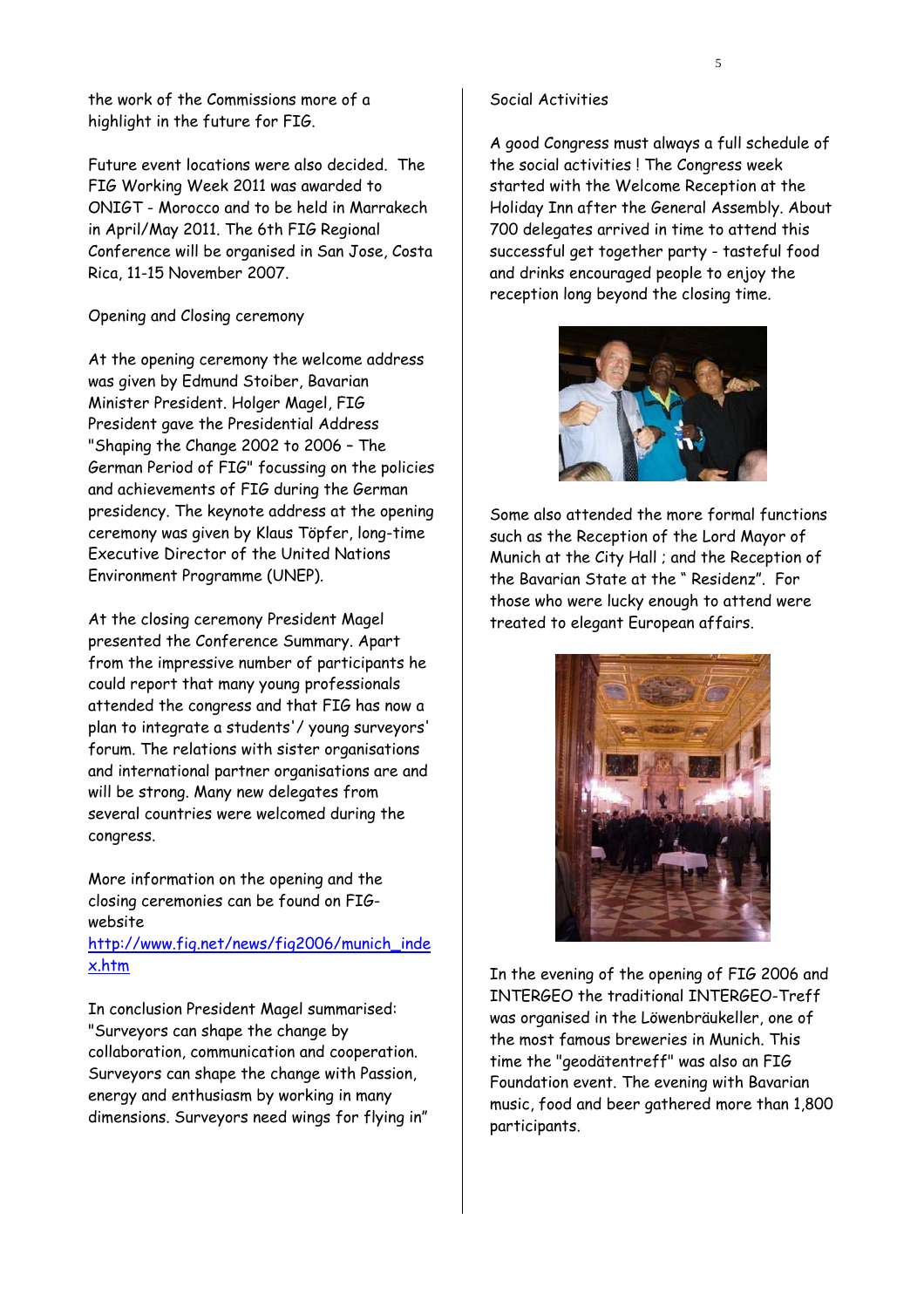the work of the Commissions more of a highlight in the future for FIG.

Future event locations were also decided. The FIG Working Week 2011 was awarded to ONIGT - Morocco and to be held in Marrakech in April/May 2011. The 6th FIG Regional Conference will be organised in San Jose, Costa Rica, 11-15 November 2007.

## Opening and Closing ceremony

At the opening ceremony the welcome address was given by Edmund Stoiber, Bavarian Minister President. Holger Magel, FIG President gave the Presidential Address "Shaping the Change 2002 to 2006 – The German Period of FIG" focussing on the policies and achievements of FIG during the German presidency. The keynote address at the opening ceremony was given by Klaus Töpfer, long-time Executive Director of the United Nations Environment Programme (UNEP).

At the closing ceremony President Magel presented the Conference Summary. Apart from the impressive number of participants he could report that many young professionals attended the congress and that FIG has now a plan to integrate a students'/ young surveyors' forum. The relations with sister organisations and international partner organisations are and will be strong. Many new delegates from several countries were welcomed during the congress.

More information on the opening and the closing ceremonies can be found on FIG-website [http://www.fig.net/news/fig2006/munich_index.htm](http://www.fig.net/news/fig2006/munich_index.htm)

In conclusion President Magel summarised: "Surveyors can shape the change by collaboration, communication and cooperation. Surveyors can shape the change with Passion, energy and enthusiasm by working in many dimensions. Surveyors need wings for flying in"

## Social Activities

A good Congress must always a full schedule of the social activities ! The Congress week started with the Welcome Reception at the Holiday Inn after the General Assembly. About 700 delegates arrived in time to attend this successful get together party - tasteful food and drinks encouraged people to enjoy the reception long beyond the closing time.

Some also attended the more formal functions such as the Reception of the Lord Mayor of Munich at the City Hall ; and the Reception of the Bavarian State at the " Residenz". For those who were lucky enough to attend were treated to elegant European affairs.

In the evening of the opening of FIG 2006 and INTERGEO the traditional INTERGEO-Treff was organised in the Löwenbräukeller, one of the most famous breweries in Munich. This time the "geodätentreff" was also an FIG Foundation event. The evening with Bavarian music, food and beer gathered more than 1,800 participants.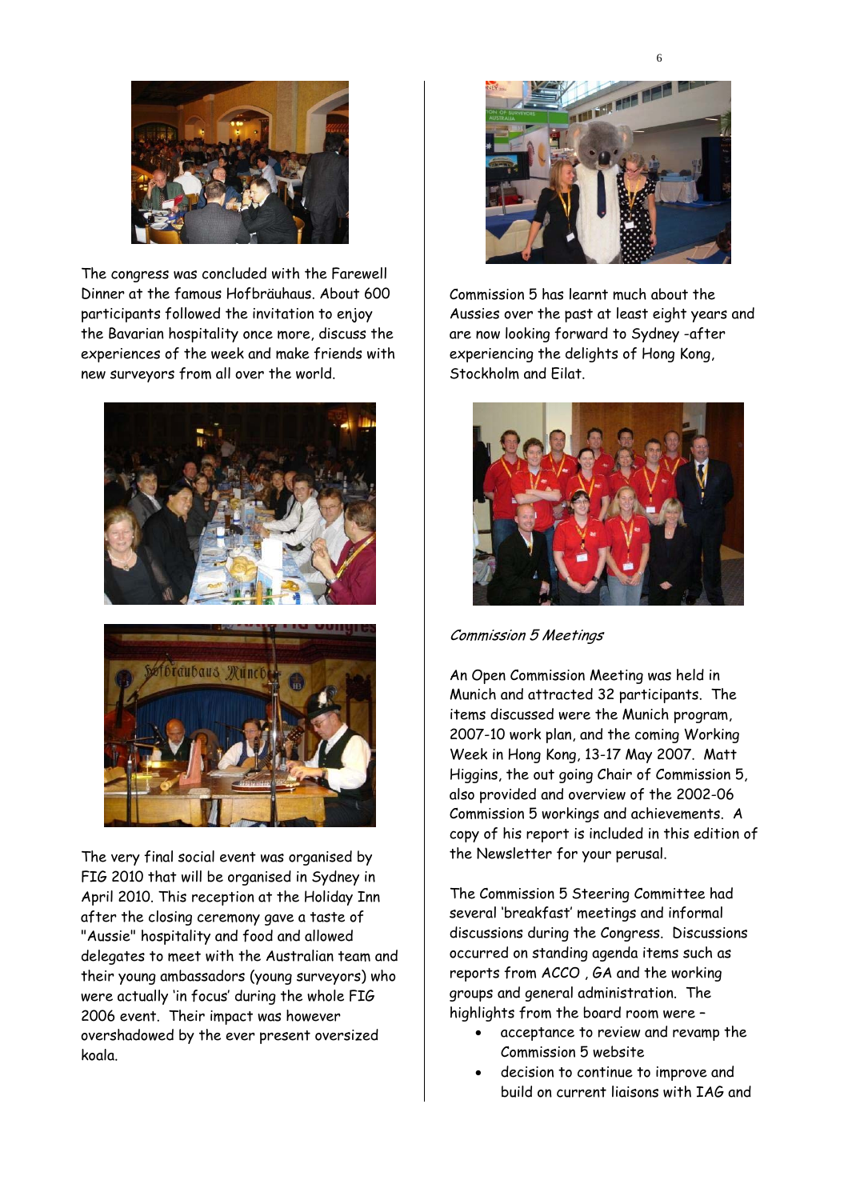The congress was concluded with the Farewell Dinner at the famous Hofbräuhaus. About 600 participants followed the invitation to enjoy the Bavarian hospitality once more, discuss the experiences of the week and make friends with new surveyors from all over the world.

The very final social event was organised by FIG 2010 that will be organised in Sydney in April 2010. This reception at the Holiday Inn after the closing ceremony gave a taste of "Aussie" hospitality and food and allowed delegates to meet with the Australian team and their young ambassadors (young surveyors) who were actually 'in focus' during the whole FIG 2006 event. Their impact was however overshadowed by the ever present oversized koala.

Commission 5 has learnt much about the Aussies over the past at least eight years and are now looking forward to Sydney -after experiencing the delights of Hong Kong, Stockholm and Eilat.

*Commission 5 Meetings*

An Open Commission Meeting was held in Munich and attracted 32 participants. The items discussed were the Munich program, 2007-10 work plan, and the coming Working Week in Hong Kong, 13-17 May 2007. Matt Higgins, the out going Chair of Commission 5, also provided and overview of the 2002-06 Commission 5 workings and achievements. A copy of his report is included in this edition of the Newsletter for your perusal.

The Commission 5 Steering Committee had several 'breakfast' meetings and informal discussions during the Congress. Discussions occurred on standing agenda items such as reports from ACCO , GA and the working groups and general administration. The highlights from the board room were –

- acceptance to review and revamp the Commission 5 website
- decision to continue to improve and build on current liaisons with IAG and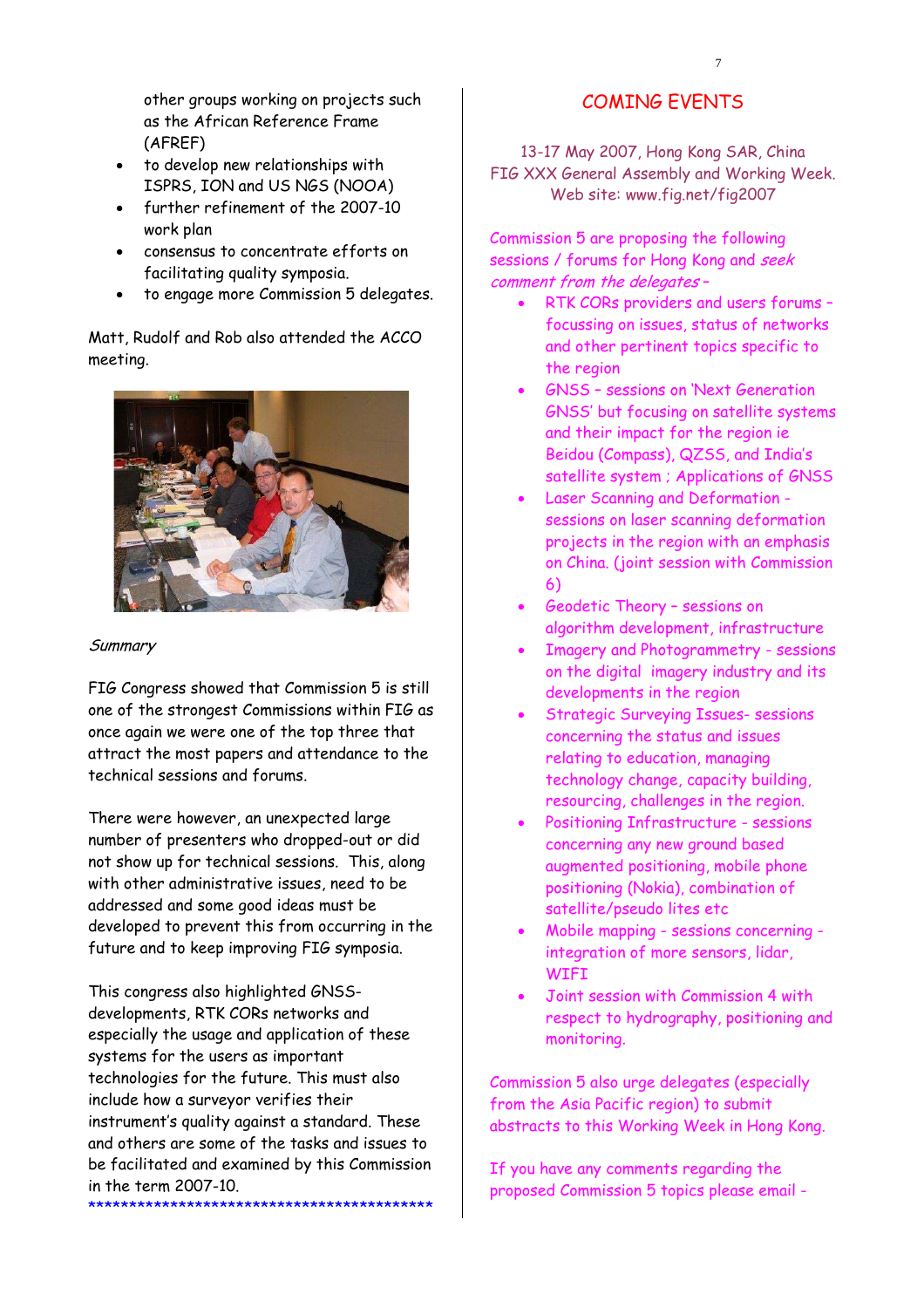other groups working on projects such as the African Reference Frame (AFREF)

- to develop new relationships with ISPRS, ION and US NGS (NOOA)
- further refinement of the 2007-10 work plan
- consensus to concentrate efforts on facilitating quality symposia.
- to engage more Commission 5 delegates.

Matt, Rudolf and Rob also attended the ACCO meeting.

*Summary*

FIG Congress showed that Commission 5 is still one of the strongest Commissions within FIG as once again we were one of the top three that attract the most papers and attendance to the technical sessions and forums.

There were however, an unexpected large number of presenters who dropped-out or did not show up for technical sessions. This, along with other administrative issues, need to be addressed and some good ideas must be developed to prevent this from occurring in the future and to keep improving FIG symposia.

This congress also highlighted GNSS-developments, RTK CORs networks and especially the usage and application of these systems for the users as important technologies for the future. This must also include how a surveyor verifies their instrument's quality against a standard. These and others are some of the tasks and issues to be facilitated and examined by this Commission in the term 2007-10.

*********************************************

## COMING EVENTS

13-17 May 2007, Hong Kong SAR, China
FIG XXX General Assembly and Working Week.
Web site: www.fig.net/fig2007

Commission 5 are proposing the following sessions / forums for Hong Kong and *seek comment from the delegates* –

- RTK CORs providers and users forums – focussing on issues, status of networks and other pertinent topics specific to the region
- GNSS – sessions on 'Next Generation GNSS' but focusing on satellite systems and their impact for the region ie Beidou (Compass), QZSS, and India's satellite system ; Applications of GNSS
- Laser Scanning and Deformation - sessions on laser scanning deformation projects in the region with an emphasis on China. (joint session with Commission 6)
- Geodetic Theory – sessions on algorithm development, infrastructure
- Imagery and Photogrammetry - sessions on the digital imagery industry and its developments in the region
- Strategic Surveying Issues- sessions concerning the status and issues relating to education, managing technology change, capacity building, resourcing, challenges in the region.
- Positioning Infrastructure - sessions concerning any new ground based augmented positioning, mobile phone positioning (Nokia), combination of satellite/pseudo lites etc
- Mobile mapping - sessions concerning - integration of more sensors, lidar, WIFI
- Joint session with Commission 4 with respect to hydrography, positioning and monitoring.

Commission 5 also urge delegates (especially from the Asia Pacific region) to submit abstracts to this Working Week in Hong Kong.

If you have any comments regarding the proposed Commission 5 topics please email -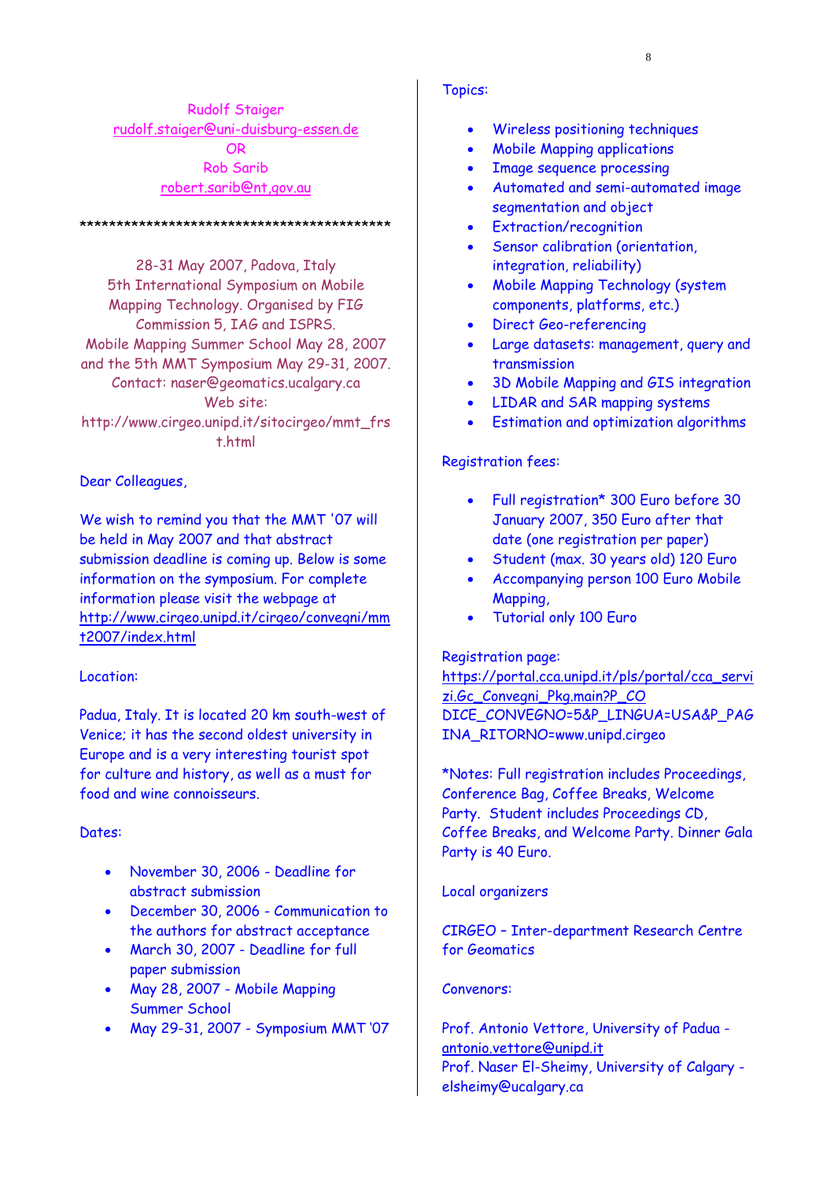Rudolf Staiger  
rudolf.staiger@uni-duisburg-essen.de  
OR  
Rob Sarib  
robert.sarib@nt,gov.au

*********************************************

28-31 May 2007, Padova, Italy  
5th International Symposium on Mobile Mapping Technology. Organised by FIG Commission 5, IAG and ISPRS.  
Mobile Mapping Summer School May 28, 2007 and the 5th MMT Symposium May 29-31, 2007.  
Contact: naser@geomatics.ucalgary.ca  
Web site:  
http://www.cirgeo.unipd.it/sitocirgeo/mmt_frst.html

Dear Colleagues,

We wish to remind you that the MMT '07 will be held in May 2007 and that abstract submission deadline is coming up. Below is some information on the symposium. For complete information please visit the webpage at http://www.cirgeo.unipd.it/cirgeo/convegni/mmt2007/index.html

Location:

Padua, Italy. It is located 20 km south-west of Venice; it has the second oldest university in Europe and is a very interesting tourist spot for culture and history, as well as a must for food and wine connoisseurs.

Dates:

- November 30, 2006 - Deadline for abstract submission
- December 30, 2006 - Communication to the authors for abstract acceptance
- March 30, 2007 - Deadline for full paper submission
- May 28, 2007 - Mobile Mapping Summer School
- May 29-31, 2007 - Symposium MMT '07

Topics:

- Wireless positioning techniques
- Mobile Mapping applications
- Image sequence processing
- Automated and semi-automated image segmentation and object
- Extraction/recognition
- Sensor calibration (orientation, integration, reliability)
- Mobile Mapping Technology (system components, platforms, etc.)
- Direct Geo-referencing
- Large datasets: management, query and transmission
- 3D Mobile Mapping and GIS integration
- LIDAR and SAR mapping systems
- Estimation and optimization algorithms

Registration fees:

- Full registration* 300 Euro before 30 January 2007, 350 Euro after that date (one registration per paper)
- Student (max. 30 years old) 120 Euro
- Accompanying person 100 Euro Mobile Mapping,
- Tutorial only 100 Euro

Registration page:  
https://portal.cca.unipd.it/pls/portal/cca_servizi.Gc_Convegni_Pkg.main?P_CODICE_CONVEGNO=5&P_LINGUA=USA&P_PAGINA_RITORNO=www.unipd.cirgeo

*Notes: Full registration includes Proceedings, Conference Bag, Coffee Breaks, Welcome Party. Student includes Proceedings CD, Coffee Breaks, and Welcome Party. Dinner Gala Party is 40 Euro.

Local organizers

CIRGEO – Inter-department Research Centre for Geomatics

Convenors:

Prof. Antonio Vettore, University of Padua - antonio.vettore@unipd.it  
Prof. Naser El-Sheimy, University of Calgary - elsheimy@ucalgary.ca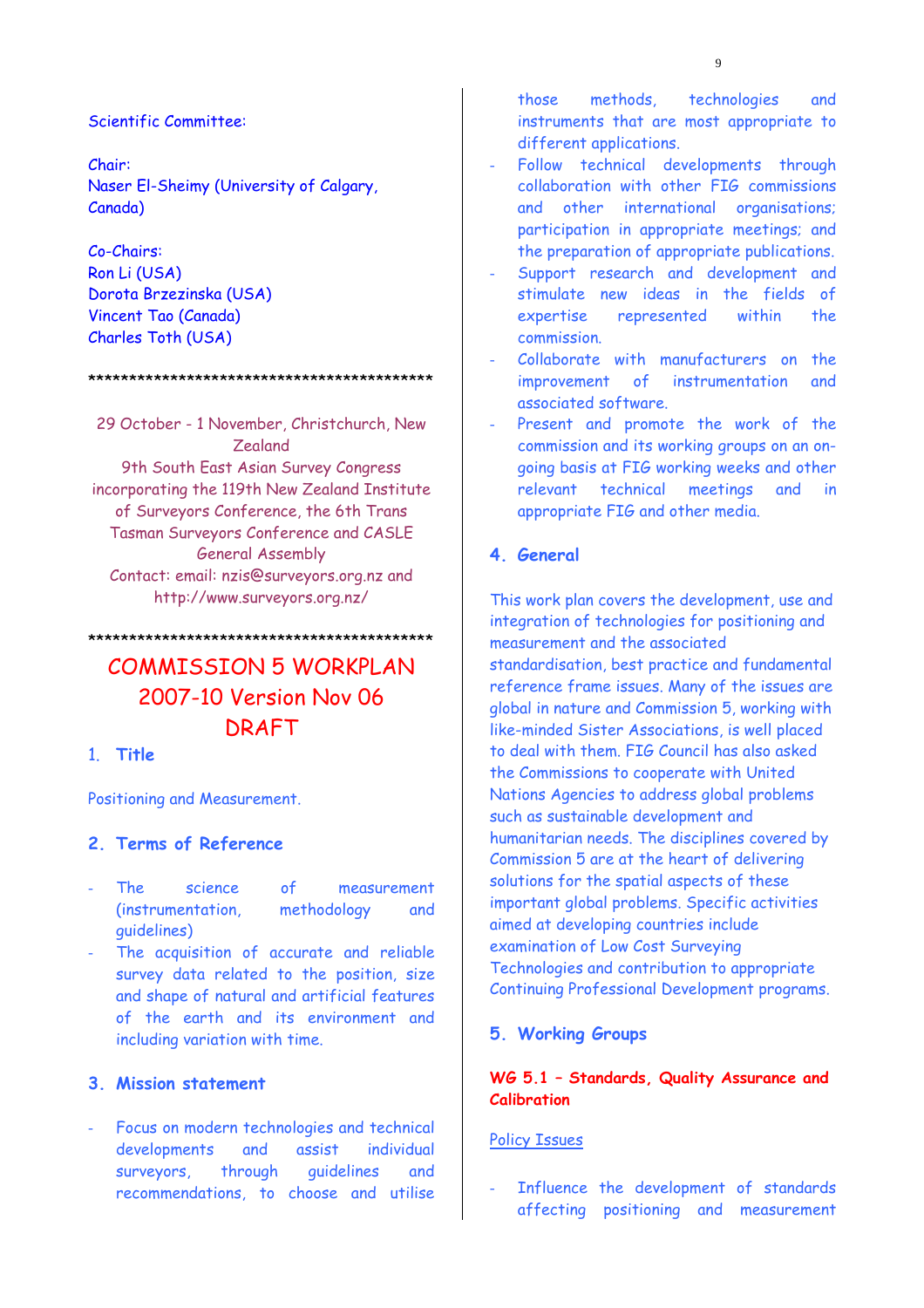Scientific Committee:

Chair:
Naser El-Sheimy (University of Calgary, Canada)

Co-Chairs:
Ron Li (USA)
Dorota Brzezinska (USA)
Vincent Tao (Canada)
Charles Toth (USA)

*********************************************

29 October - 1 November, Christchurch, New Zealand
9th South East Asian Survey Congress incorporating the 119th New Zealand Institute of Surveyors Conference, the 6th Trans Tasman Surveyors Conference and CASLE General Assembly
Contact: email: nzis@surveyors.org.nz and http://www.surveyors.org.nz/

*********************************************

# COMMISSION 5 WORKPLAN 2007-10 Version Nov 06 DRAFT

## 1. Title

Positioning and Measurement.

## 2. Terms of Reference

- The science of measurement (instrumentation, methodology and guidelines)
- The acquisition of accurate and reliable survey data related to the position, size and shape of natural and artificial features of the earth and its environment and including variation with time.

## 3. Mission statement

- Focus on modern technologies and technical developments and assist individual surveyors, through guidelines and recommendations, to choose and utilise those methods, technologies and instruments that are most appropriate to different applications.
- Follow technical developments through collaboration with other FIG commissions and other international organisations; participation in appropriate meetings; and the preparation of appropriate publications.
- Support research and development and stimulate new ideas in the fields of expertise represented within the commission.
- Collaborate with manufacturers on the improvement of instrumentation and associated software.
- Present and promote the work of the commission and its working groups on an on-going basis at FIG working weeks and other relevant technical meetings and in appropriate FIG and other media.

## 4. General

This work plan covers the development, use and integration of technologies for positioning and measurement and the associated standardisation, best practice and fundamental reference frame issues. Many of the issues are global in nature and Commission 5, working with like-minded Sister Associations, is well placed to deal with them. FIG Council has also asked the Commissions to cooperate with United Nations Agencies to address global problems such as sustainable development and humanitarian needs. The disciplines covered by Commission 5 are at the heart of delivering solutions for the spatial aspects of these important global problems. Specific activities aimed at developing countries include examination of Low Cost Surveying Technologies and contribution to appropriate Continuing Professional Development programs.

## 5. Working Groups

### WG 5.1 – Standards, Quality Assurance and Calibration

Policy Issues

- Influence the development of standards affecting positioning and measurement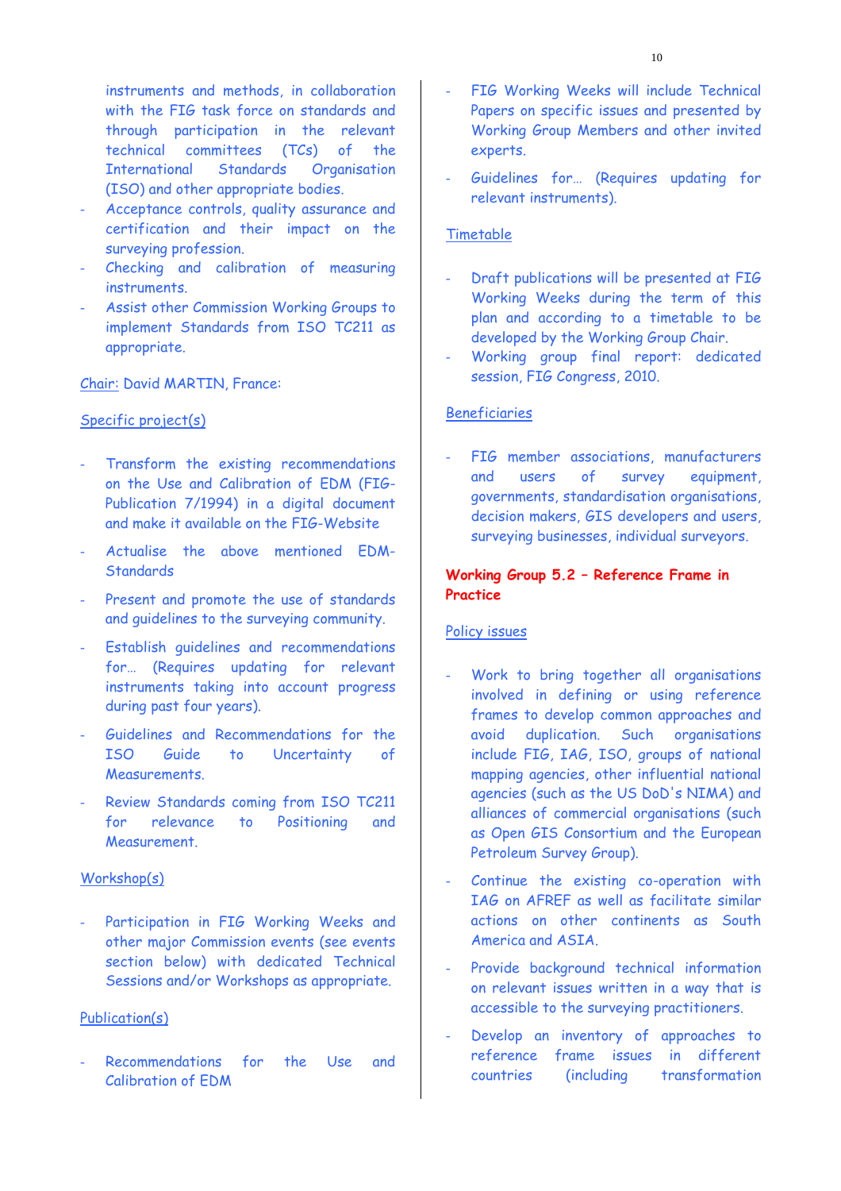instruments and methods, in collaboration with the FIG task force on standards and through participation in the relevant technical committees (TCs) of the International Standards Organisation (ISO) and other appropriate bodies.

- Acceptance controls, quality assurance and certification and their impact on the surveying profession.
- Checking and calibration of measuring instruments.
- Assist other Commission Working Groups to implement Standards from ISO TC211 as appropriate.

Chair: David MARTIN, France:

Specific project(s)

- Transform the existing recommendations on the Use and Calibration of EDM (FIG-Publication 7/1994) in a digital document and make it available on the FIG-Website
- Actualise the above mentioned EDM-Standards
- Present and promote the use of standards and guidelines to the surveying community.
- Establish guidelines and recommendations for… (Requires updating for relevant instruments taking into account progress during past four years).
- Guidelines and Recommendations for the ISO Guide to Uncertainty of Measurements.
- Review Standards coming from ISO TC211 for relevance to Positioning and Measurement.

Workshop(s)

- Participation in FIG Working Weeks and other major Commission events (see events section below) with dedicated Technical Sessions and/or Workshops as appropriate.

Publication(s)

- Recommendations for the Use and Calibration of EDM
- FIG Working Weeks will include Technical Papers on specific issues and presented by Working Group Members and other invited experts.
- Guidelines for… (Requires updating for relevant instruments).

Timetable

- Draft publications will be presented at FIG Working Weeks during the term of this plan and according to a timetable to be developed by the Working Group Chair.
- Working group final report: dedicated session, FIG Congress, 2010.

Beneficiaries

- FIG member associations, manufacturers and users of survey equipment, governments, standardisation organisations, decision makers, GIS developers and users, surveying businesses, individual surveyors.

**Working Group 5.2 – Reference Frame in Practice**

Policy issues

- Work to bring together all organisations involved in defining or using reference frames to develop common approaches and avoid duplication. Such organisations include FIG, IAG, ISO, groups of national mapping agencies, other influential national agencies (such as the US DoD's NIMA) and alliances of commercial organisations (such as Open GIS Consortium and the European Petroleum Survey Group).
- Continue the existing co-operation with IAG on AFREF as well as facilitate similar actions on other continents as South America and ASIA.
- Provide background technical information on relevant issues written in a way that is accessible to the surveying practitioners.
- Develop an inventory of approaches to reference frame issues in different countries (including transformation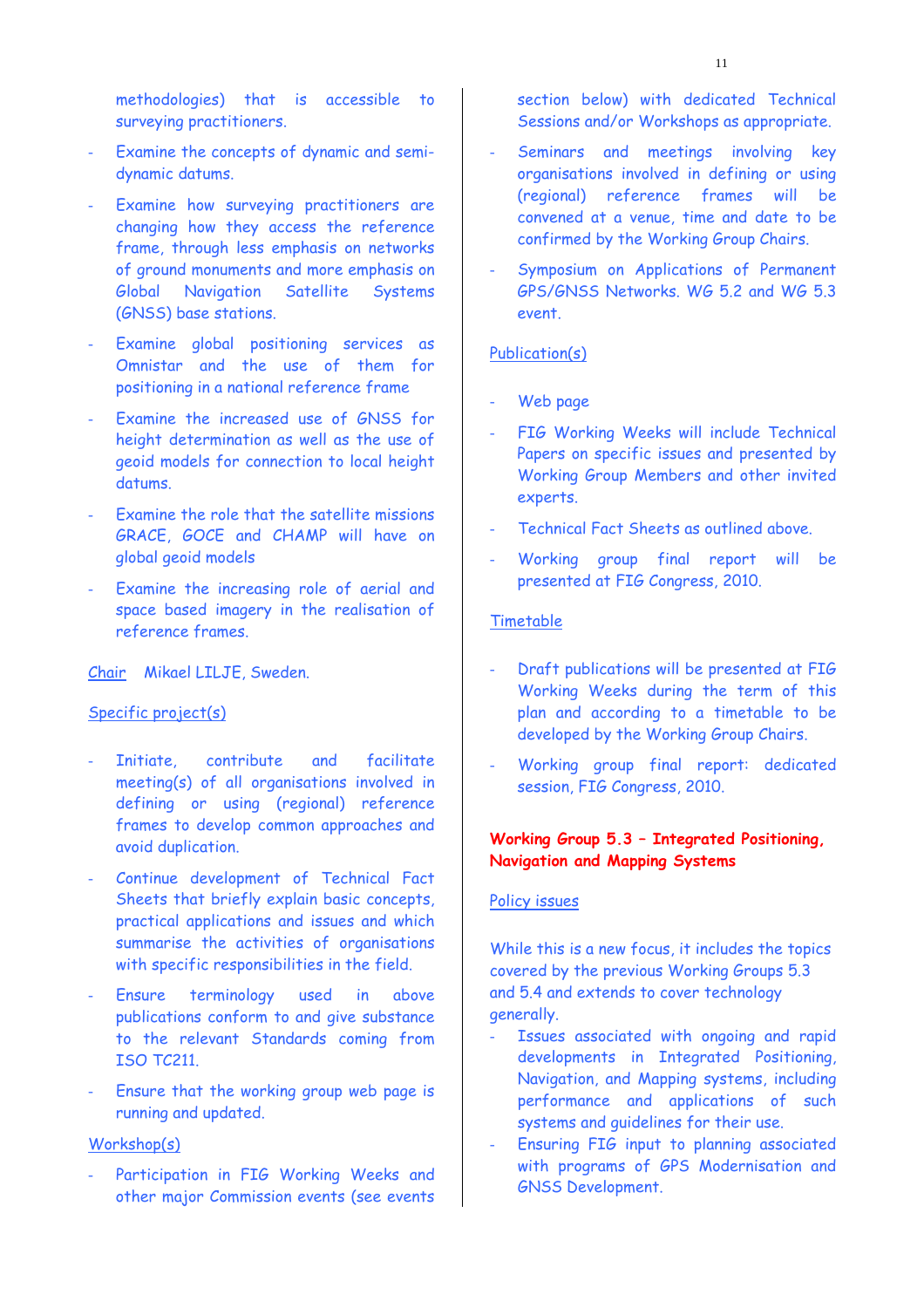methodologies) that is accessible to surveying practitioners.

- Examine the concepts of dynamic and semi-dynamic datums.
- Examine how surveying practitioners are changing how they access the reference frame, through less emphasis on networks of ground monuments and more emphasis on Global Navigation Satellite Systems (GNSS) base stations.
- Examine global positioning services as Omnistar and the use of them for positioning in a national reference frame
- Examine the increased use of GNSS for height determination as well as the use of geoid models for connection to local height datums.
- Examine the role that the satellite missions GRACE, GOCE and CHAMP will have on global geoid models
- Examine the increasing role of aerial and space based imagery in the realisation of reference frames.

Chair Mikael LILJE, Sweden.

Specific project(s)

- Initiate, contribute and facilitate meeting(s) of all organisations involved in defining or using (regional) reference frames to develop common approaches and avoid duplication.
- Continue development of Technical Fact Sheets that briefly explain basic concepts, practical applications and issues and which summarise the activities of organisations with specific responsibilities in the field.
- Ensure terminology used in above publications conform to and give substance to the relevant Standards coming from ISO TC211.
- Ensure that the working group web page is running and updated.

Workshop(s)

- Participation in FIG Working Weeks and other major Commission events (see events section below) with dedicated Technical Sessions and/or Workshops as appropriate.
- Seminars and meetings involving key organisations involved in defining or using (regional) reference frames will be convened at a venue, time and date to be confirmed by the Working Group Chairs.
- Symposium on Applications of Permanent GPS/GNSS Networks. WG 5.2 and WG 5.3 event.

Publication(s)

- Web page
- FIG Working Weeks will include Technical Papers on specific issues and presented by Working Group Members and other invited experts.
- Technical Fact Sheets as outlined above.
- Working group final report will be presented at FIG Congress, 2010.

Timetable

- Draft publications will be presented at FIG Working Weeks during the term of this plan and according to a timetable to be developed by the Working Group Chairs.
- Working group final report: dedicated session, FIG Congress, 2010.

**Working Group 5.3 – Integrated Positioning, Navigation and Mapping Systems**

Policy issues

While this is a new focus, it includes the topics covered by the previous Working Groups 5.3 and 5.4 and extends to cover technology generally.

- Issues associated with ongoing and rapid developments in Integrated Positioning, Navigation, and Mapping systems, including performance and applications of such systems and guidelines for their use.
- Ensuring FIG input to planning associated with programs of GPS Modernisation and GNSS Development.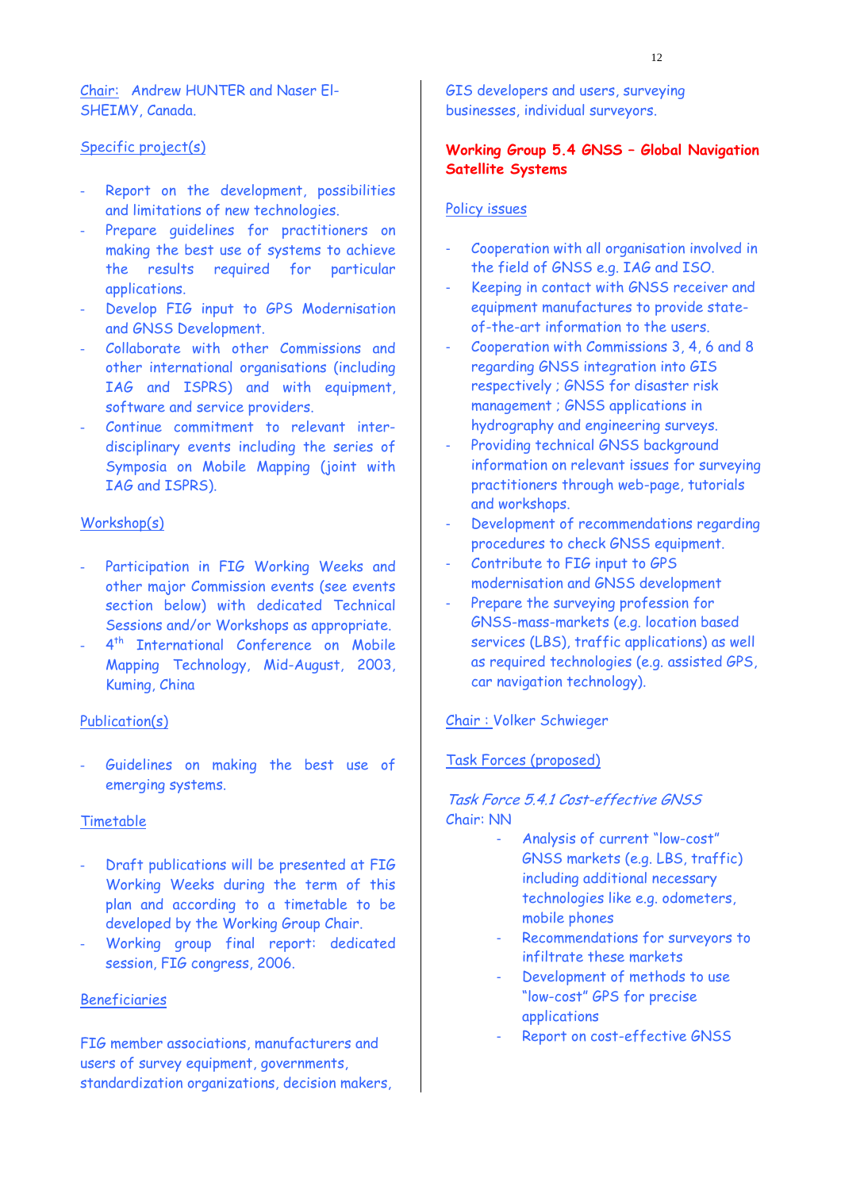Chair: Andrew HUNTER and Naser El-SHEIMY, Canada.

Specific project(s)

- Report on the development, possibilities and limitations of new technologies.
- Prepare guidelines for practitioners on making the best use of systems to achieve the results required for particular applications.
- Develop FIG input to GPS Modernisation and GNSS Development.
- Collaborate with other Commissions and other international organisations (including IAG and ISPRS) and with equipment, software and service providers.
- Continue commitment to relevant inter-disciplinary events including the series of Symposia on Mobile Mapping (joint with IAG and ISPRS).

Workshop(s)

- Participation in FIG Working Weeks and other major Commission events (see events section below) with dedicated Technical Sessions and/or Workshops as appropriate.
- 4th International Conference on Mobile Mapping Technology, Mid-August, 2003, Kuming, China

Publication(s)

- Guidelines on making the best use of emerging systems.

Timetable

- Draft publications will be presented at FIG Working Weeks during the term of this plan and according to a timetable to be developed by the Working Group Chair.
- Working group final report: dedicated session, FIG congress, 2006.

Beneficiaries

FIG member associations, manufacturers and users of survey equipment, governments, standardization organizations, decision makers, GIS developers and users, surveying businesses, individual surveyors.

## Working Group 5.4 GNSS – Global Navigation Satellite Systems

Policy issues

- Cooperation with all organisation involved in the field of GNSS e.g. IAG and ISO.
- Keeping in contact with GNSS receiver and equipment manufactures to provide state-of-the-art information to the users.
- Cooperation with Commissions 3, 4, 6 and 8 regarding GNSS integration into GIS respectively ; GNSS for disaster risk management ; GNSS applications in hydrography and engineering surveys.
- Providing technical GNSS background information on relevant issues for surveying practitioners through web-page, tutorials and workshops.
- Development of recommendations regarding procedures to check GNSS equipment.
- Contribute to FIG input to GPS modernisation and GNSS development
- Prepare the surveying profession for GNSS-mass-markets (e.g. location based services (LBS), traffic applications) as well as required technologies (e.g. assisted GPS, car navigation technology).

Chair : Volker Schwieger

Task Forces (proposed)

*Task Force 5.4.1 Cost-effective GNSS*
Chair: NN

- Analysis of current "low-cost" GNSS markets (e.g. LBS, traffic) including additional necessary technologies like e.g. odometers, mobile phones
- Recommendations for surveyors to infiltrate these markets
- Development of methods to use "low-cost" GPS for precise applications
- Report on cost-effective GNSS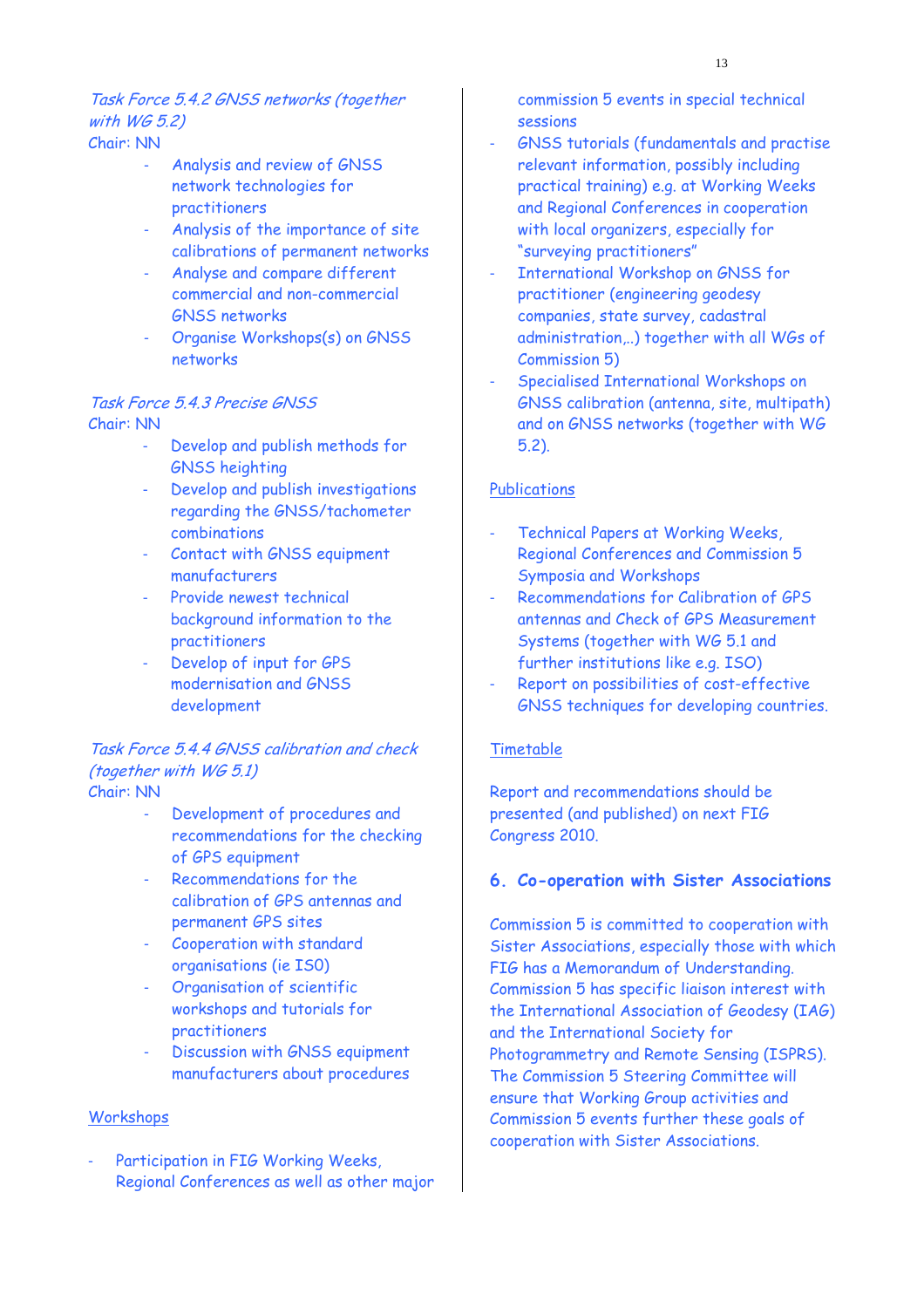*Task Force 5.4.2 GNSS networks (together with WG 5.2)*
Chair: NN

- Analysis and review of GNSS network technologies for practitioners
- Analysis of the importance of site calibrations of permanent networks
- Analyse and compare different commercial and non-commercial GNSS networks
- Organise Workshops(s) on GNSS networks

*Task Force 5.4.3 Precise GNSS*
Chair: NN

- Develop and publish methods for GNSS heighting
- Develop and publish investigations regarding the GNSS/tachometer combinations
- Contact with GNSS equipment manufacturers
- Provide newest technical background information to the practitioners
- Develop of input for GPS modernisation and GNSS development

*Task Force 5.4.4 GNSS calibration and check (together with WG 5.1)*
Chair: NN

- Development of procedures and recommendations for the checking of GPS equipment
- Recommendations for the calibration of GPS antennas and permanent GPS sites
- Cooperation with standard organisations (ie ISO)
- Organisation of scientific workshops and tutorials for practitioners
- Discussion with GNSS equipment manufacturers about procedures

Workshops

- Participation in FIG Working Weeks, Regional Conferences as well as other major commission 5 events in special technical sessions
- GNSS tutorials (fundamentals and practise relevant information, possibly including practical training) e.g. at Working Weeks and Regional Conferences in cooperation with local organizers, especially for "surveying practitioners"
- International Workshop on GNSS for practitioner (engineering geodesy companies, state survey, cadastral administration,..) together with all WGs of Commission 5)
- Specialised International Workshops on GNSS calibration (antenna, site, multipath) and on GNSS networks (together with WG 5.2).

Publications

- Technical Papers at Working Weeks, Regional Conferences and Commission 5 Symposia and Workshops
- Recommendations for Calibration of GPS antennas and Check of GPS Measurement Systems (together with WG 5.1 and further institutions like e.g. ISO)
- Report on possibilities of cost-effective GNSS techniques for developing countries.

Timetable

Report and recommendations should be presented (and published) on next FIG Congress 2010.

## 6. Co-operation with Sister Associations

Commission 5 is committed to cooperation with Sister Associations, especially those with which FIG has a Memorandum of Understanding. Commission 5 has specific liaison interest with the International Association of Geodesy (IAG) and the International Society for Photogrammetry and Remote Sensing (ISPRS). The Commission 5 Steering Committee will ensure that Working Group activities and Commission 5 events further these goals of cooperation with Sister Associations.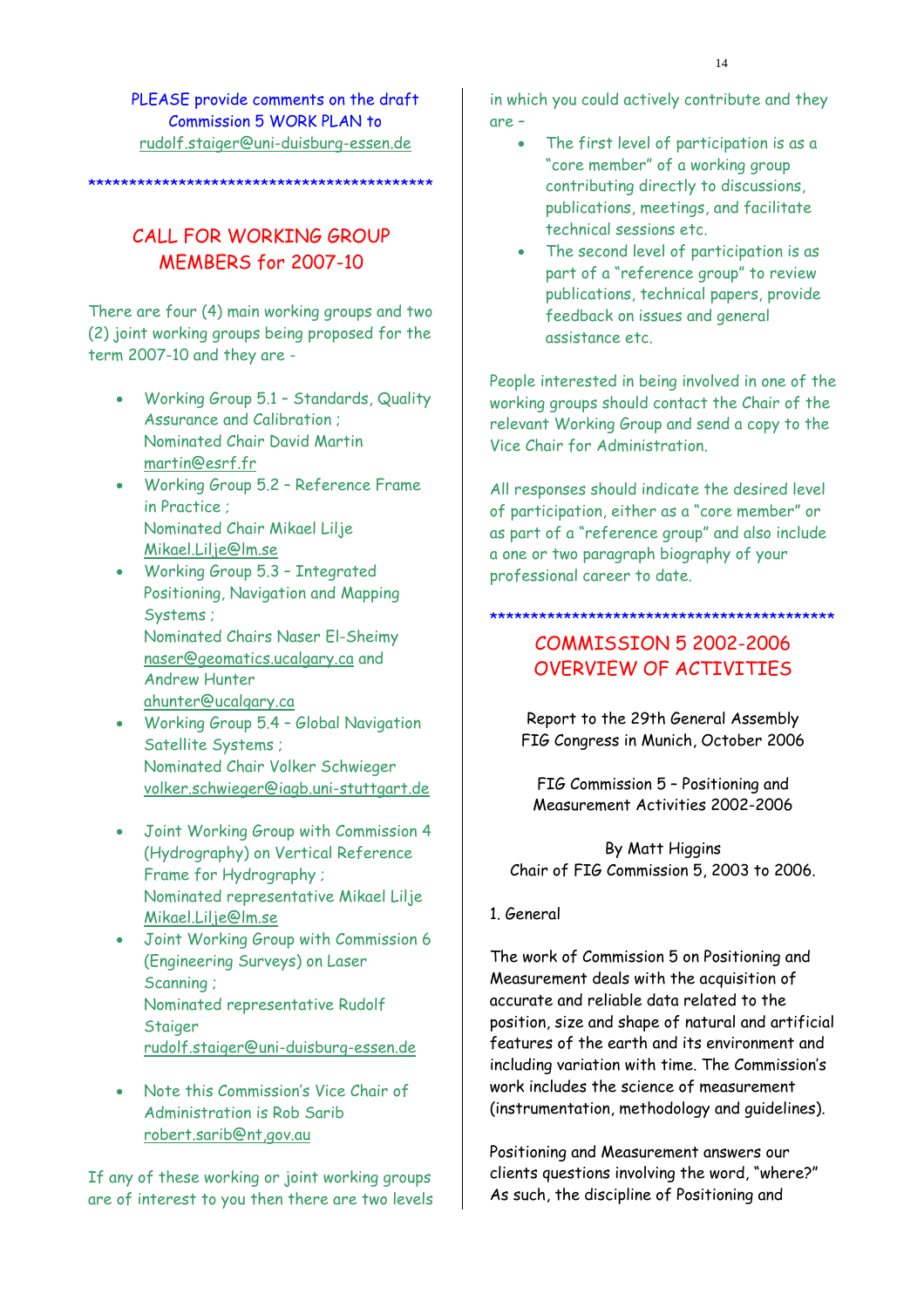PLEASE provide comments on the draft Commission 5 WORK PLAN to rudolf.staiger@uni-duisburg-essen.de

*********************************************

## CALL FOR WORKING GROUP MEMBERS for 2007-10

There are four (4) main working groups and two (2) joint working groups being proposed for the term 2007-10 and they are -

- Working Group 5.1 – Standards, Quality Assurance and Calibration ;
  Nominated Chair David Martin
  martin@esrf.fr
- Working Group 5.2 – Reference Frame in Practice ;
  Nominated Chair Mikael Lilje
  Mikael.Lilje@lm.se
- Working Group 5.3 – Integrated Positioning, Navigation and Mapping Systems ;
  Nominated Chairs Naser El-Sheimy
  naser@geomatics.ucalgary.ca and Andrew Hunter
  ahunter@ucalgary.ca
- Working Group 5.4 – Global Navigation Satellite Systems ;
  Nominated Chair Volker Schwieger
  volker.schwieger@iagb.uni-stuttgart.de

- Joint Working Group with Commission 4 (Hydrography) on Vertical Reference Frame for Hydrography ;
  Nominated representative Mikael Lilje
  Mikael.Lilje@lm.se
- Joint Working Group with Commission 6 (Engineering Surveys) on Laser Scanning ;
  Nominated representative Rudolf Staiger
  rudolf.staiger@uni-duisburg-essen.de

- Note this Commission's Vice Chair of Administration is Rob Sarib
  robert.sarib@nt.gov.au

If any of these working or joint working groups are of interest to you then there are two levels in which you could actively contribute and they are –

- The first level of participation is as a "core member" of a working group contributing directly to discussions, publications, meetings, and facilitate technical sessions etc.
- The second level of participation is as part of a "reference group" to review publications, technical papers, provide feedback on issues and general assistance etc.

People interested in being involved in one of the working groups should contact the Chair of the relevant Working Group and send a copy to the Vice Chair for Administration.

All responses should indicate the desired level of participation, either as a "core member" or as part of a "reference group" and also include a one or two paragraph biography of your professional career to date.

*********************************************

## COMMISSION 5 2002-2006 OVERVIEW OF ACTIVITIES

Report to the 29th General Assembly
FIG Congress in Munich, October 2006

FIG Commission 5 – Positioning and Measurement Activities 2002-2006

By Matt Higgins
Chair of FIG Commission 5, 2003 to 2006.

### 1. General

The work of Commission 5 on Positioning and Measurement deals with the acquisition of accurate and reliable data related to the position, size and shape of natural and artificial features of the earth and its environment and including variation with time. The Commission's work includes the science of measurement (instrumentation, methodology and guidelines).

Positioning and Measurement answers our clients questions involving the word, "where?" As such, the discipline of Positioning and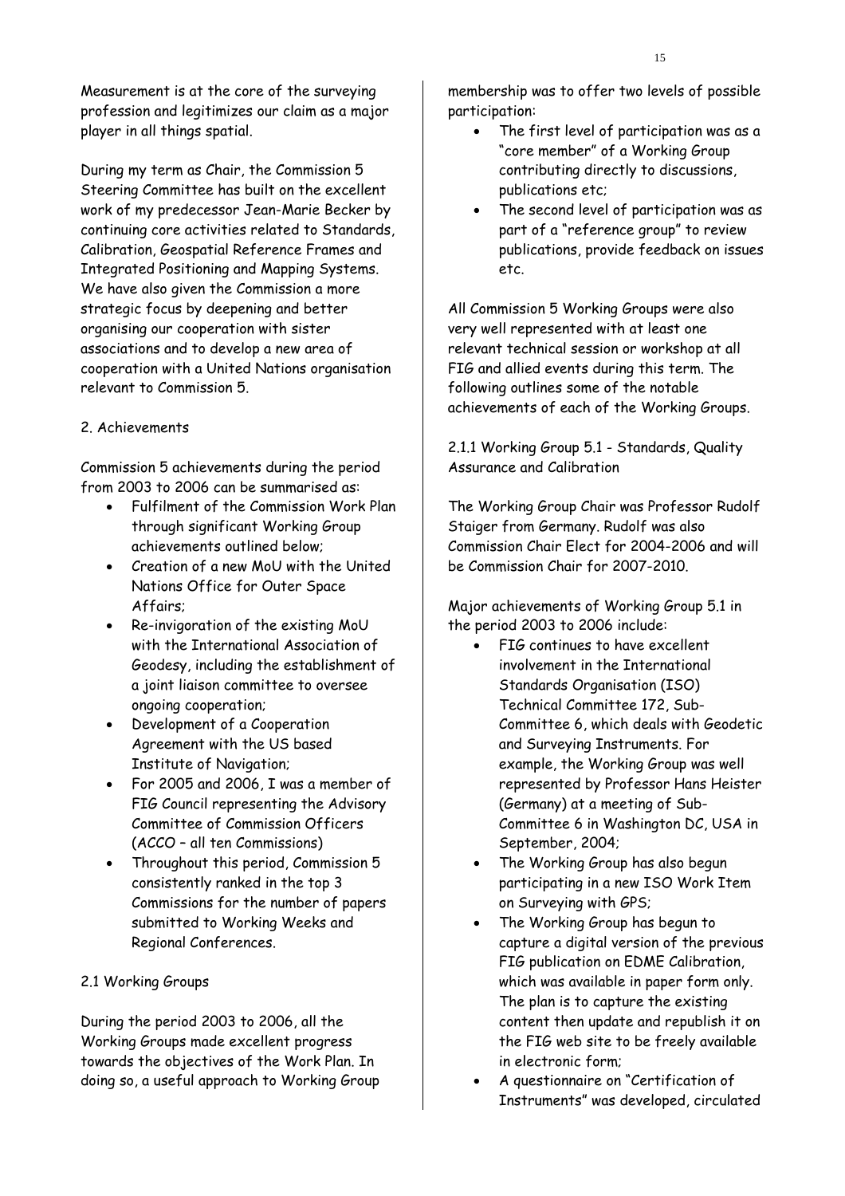Measurement is at the core of the surveying profession and legitimizes our claim as a major player in all things spatial.

During my term as Chair, the Commission 5 Steering Committee has built on the excellent work of my predecessor Jean-Marie Becker by continuing core activities related to Standards, Calibration, Geospatial Reference Frames and Integrated Positioning and Mapping Systems. We have also given the Commission a more strategic focus by deepening and better organising our cooperation with sister associations and to develop a new area of cooperation with a United Nations organisation relevant to Commission 5.

## 2. Achievements

Commission 5 achievements during the period from 2003 to 2006 can be summarised as:

- Fulfilment of the Commission Work Plan through significant Working Group achievements outlined below;
- Creation of a new MoU with the United Nations Office for Outer Space Affairs;
- Re-invigoration of the existing MoU with the International Association of Geodesy, including the establishment of a joint liaison committee to oversee ongoing cooperation;
- Development of a Cooperation Agreement with the US based Institute of Navigation;
- For 2005 and 2006, I was a member of FIG Council representing the Advisory Committee of Commission Officers (ACCO – all ten Commissions)
- Throughout this period, Commission 5 consistently ranked in the top 3 Commissions for the number of papers submitted to Working Weeks and Regional Conferences.

### 2.1 Working Groups

During the period 2003 to 2006, all the Working Groups made excellent progress towards the objectives of the Work Plan. In doing so, a useful approach to Working Group membership was to offer two levels of possible participation:

- The first level of participation was as a "core member" of a Working Group contributing directly to discussions, publications etc;
- The second level of participation was as part of a "reference group" to review publications, provide feedback on issues etc.

All Commission 5 Working Groups were also very well represented with at least one relevant technical session or workshop at all FIG and allied events during this term. The following outlines some of the notable achievements of each of the Working Groups.

#### 2.1.1 Working Group 5.1 - Standards, Quality Assurance and Calibration

The Working Group Chair was Professor Rudolf Staiger from Germany. Rudolf was also Commission Chair Elect for 2004-2006 and will be Commission Chair for 2007-2010.

Major achievements of Working Group 5.1 in the period 2003 to 2006 include:

- FIG continues to have excellent involvement in the International Standards Organisation (ISO) Technical Committee 172, Sub-Committee 6, which deals with Geodetic and Surveying Instruments. For example, the Working Group was well represented by Professor Hans Heister (Germany) at a meeting of Sub-Committee 6 in Washington DC, USA in September, 2004;
- The Working Group has also begun participating in a new ISO Work Item on Surveying with GPS;
- The Working Group has begun to capture a digital version of the previous FIG publication on EDME Calibration, which was available in paper form only. The plan is to capture the existing content then update and republish it on the FIG web site to be freely available in electronic form;
- A questionnaire on "Certification of Instruments" was developed, circulated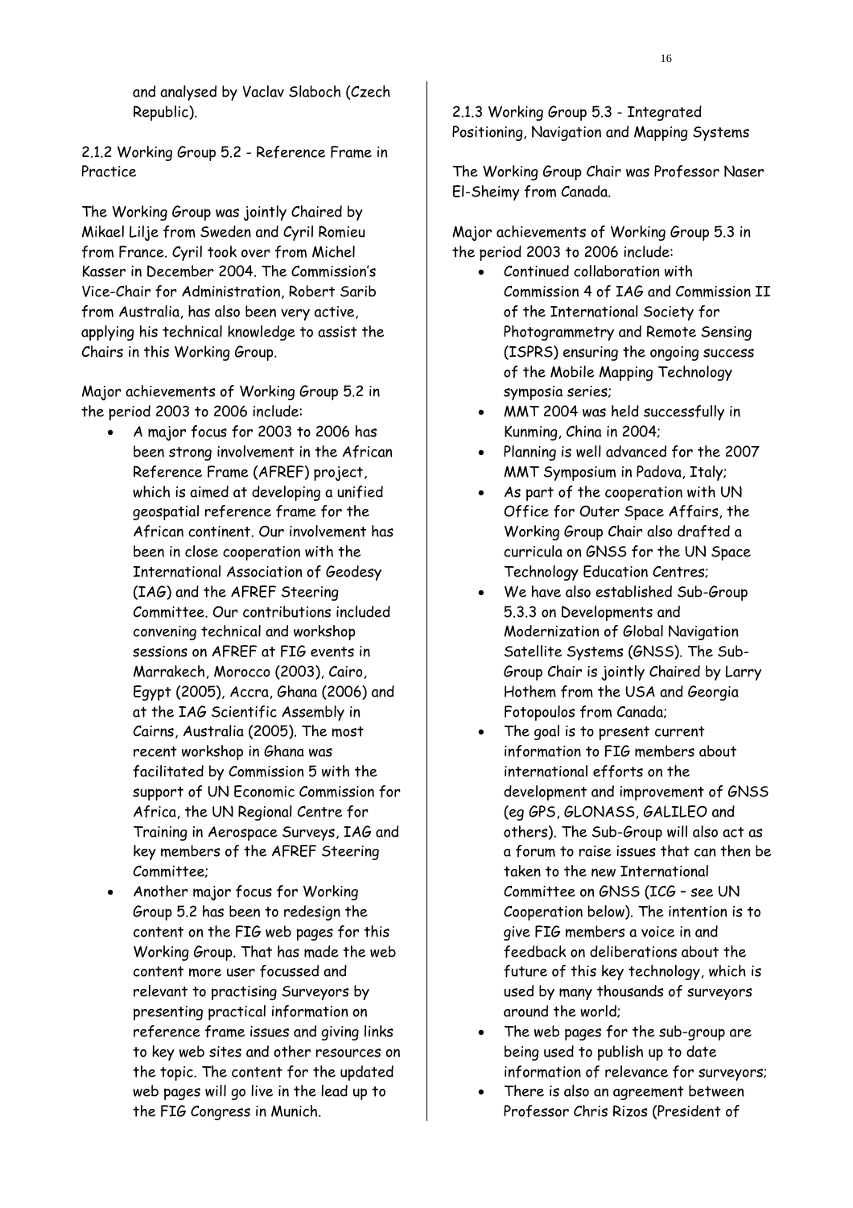and analysed by Vaclav Slaboch (Czech Republic).

2.1.2 Working Group 5.2 - Reference Frame in Practice

The Working Group was jointly Chaired by Mikael Lilje from Sweden and Cyril Romieu from France. Cyril took over from Michel Kasser in December 2004. The Commission's Vice-Chair for Administration, Robert Sarib from Australia, has also been very active, applying his technical knowledge to assist the Chairs in this Working Group.

Major achievements of Working Group 5.2 in the period 2003 to 2006 include:

- A major focus for 2003 to 2006 has been strong involvement in the African Reference Frame (AFREF) project, which is aimed at developing a unified geospatial reference frame for the African continent. Our involvement has been in close cooperation with the International Association of Geodesy (IAG) and the AFREF Steering Committee. Our contributions included convening technical and workshop sessions on AFREF at FIG events in Marrakech, Morocco (2003), Cairo, Egypt (2005), Accra, Ghana (2006) and at the IAG Scientific Assembly in Cairns, Australia (2005). The most recent workshop in Ghana was facilitated by Commission 5 with the support of UN Economic Commission for Africa, the UN Regional Centre for Training in Aerospace Surveys, IAG and key members of the AFREF Steering Committee;
- Another major focus for Working Group 5.2 has been to redesign the content on the FIG web pages for this Working Group. That has made the web content more user focussed and relevant to practising Surveyors by presenting practical information on reference frame issues and giving links to key web sites and other resources on the topic. The content for the updated web pages will go live in the lead up to the FIG Congress in Munich.

2.1.3 Working Group 5.3 - Integrated Positioning, Navigation and Mapping Systems

The Working Group Chair was Professor Naser El-Sheimy from Canada.

Major achievements of Working Group 5.3 in the period 2003 to 2006 include:

- Continued collaboration with Commission 4 of IAG and Commission II of the International Society for Photogrammetry and Remote Sensing (ISPRS) ensuring the ongoing success of the Mobile Mapping Technology symposia series;
- MMT 2004 was held successfully in Kunming, China in 2004;
- Planning is well advanced for the 2007 MMT Symposium in Padova, Italy;
- As part of the cooperation with UN Office for Outer Space Affairs, the Working Group Chair also drafted a curricula on GNSS for the UN Space Technology Education Centres;
- We have also established Sub-Group 5.3.3 on Developments and Modernization of Global Navigation Satellite Systems (GNSS). The Sub-Group Chair is jointly Chaired by Larry Hothem from the USA and Georgia Fotopoulos from Canada;
- The goal is to present current information to FIG members about international efforts on the development and improvement of GNSS (eg GPS, GLONASS, GALILEO and others). The Sub-Group will also act as a forum to raise issues that can then be taken to the new International Committee on GNSS (ICG – see UN Cooperation below). The intention is to give FIG members a voice in and feedback on deliberations about the future of this key technology, which is used by many thousands of surveyors around the world;
- The web pages for the sub-group are being used to publish up to date information of relevance for surveyors;
- There is also an agreement between Professor Chris Rizos (President of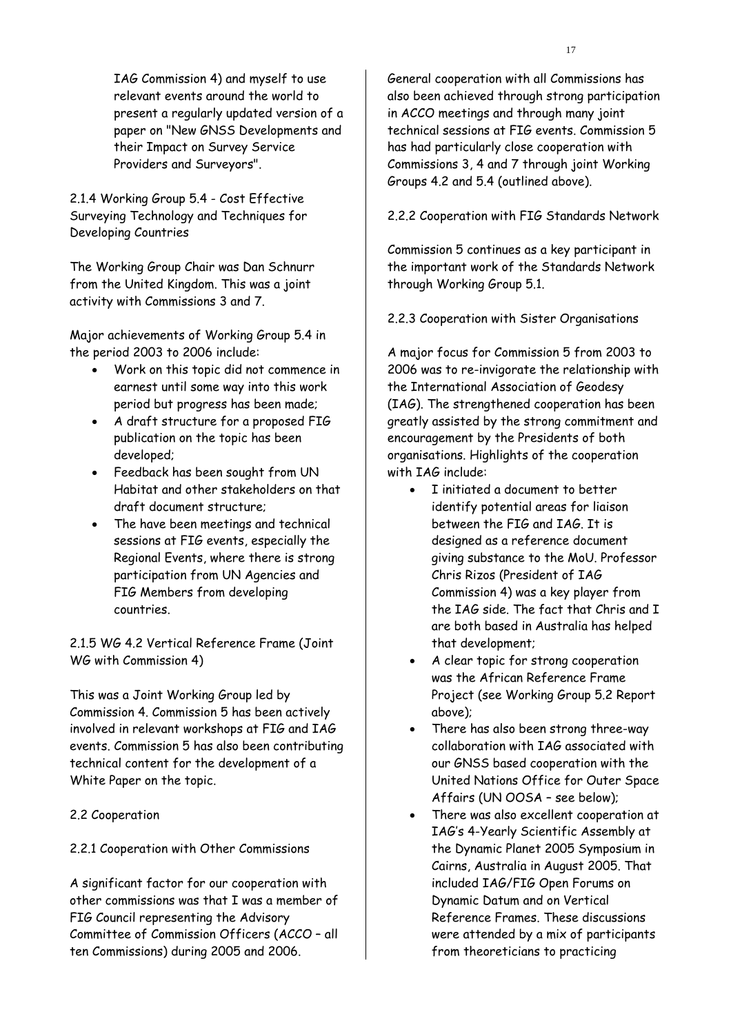IAG Commission 4) and myself to use relevant events around the world to present a regularly updated version of a paper on "New GNSS Developments and their Impact on Survey Service Providers and Surveyors".

2.1.4 Working Group 5.4 - Cost Effective Surveying Technology and Techniques for Developing Countries

The Working Group Chair was Dan Schnurr from the United Kingdom. This was a joint activity with Commissions 3 and 7.

Major achievements of Working Group 5.4 in the period 2003 to 2006 include:

- Work on this topic did not commence in earnest until some way into this work period but progress has been made;
- A draft structure for a proposed FIG publication on the topic has been developed;
- Feedback has been sought from UN Habitat and other stakeholders on that draft document structure;
- The have been meetings and technical sessions at FIG events, especially the Regional Events, where there is strong participation from UN Agencies and FIG Members from developing countries.

2.1.5 WG 4.2 Vertical Reference Frame (Joint WG with Commission 4)

This was a Joint Working Group led by Commission 4. Commission 5 has been actively involved in relevant workshops at FIG and IAG events. Commission 5 has also been contributing technical content for the development of a White Paper on the topic.

2.2 Cooperation

2.2.1 Cooperation with Other Commissions

A significant factor for our cooperation with other commissions was that I was a member of FIG Council representing the Advisory Committee of Commission Officers (ACCO – all ten Commissions) during 2005 and 2006.

General cooperation with all Commissions has also been achieved through strong participation in ACCO meetings and through many joint technical sessions at FIG events. Commission 5 has had particularly close cooperation with Commissions 3, 4 and 7 through joint Working Groups 4.2 and 5.4 (outlined above).

2.2.2 Cooperation with FIG Standards Network

Commission 5 continues as a key participant in the important work of the Standards Network through Working Group 5.1.

2.2.3 Cooperation with Sister Organisations

A major focus for Commission 5 from 2003 to 2006 was to re-invigorate the relationship with the International Association of Geodesy (IAG). The strengthened cooperation has been greatly assisted by the strong commitment and encouragement by the Presidents of both organisations. Highlights of the cooperation with IAG include:

- I initiated a document to better identify potential areas for liaison between the FIG and IAG. It is designed as a reference document giving substance to the MoU. Professor Chris Rizos (President of IAG Commission 4) was a key player from the IAG side. The fact that Chris and I are both based in Australia has helped that development;
- A clear topic for strong cooperation was the African Reference Frame Project (see Working Group 5.2 Report above);
- There has also been strong three-way collaboration with IAG associated with our GNSS based cooperation with the United Nations Office for Outer Space Affairs (UN OOSA – see below);
- There was also excellent cooperation at IAG's 4-Yearly Scientific Assembly at the Dynamic Planet 2005 Symposium in Cairns, Australia in August 2005. That included IAG/FIG Open Forums on Dynamic Datum and on Vertical Reference Frames. These discussions were attended by a mix of participants from theoreticians to practicing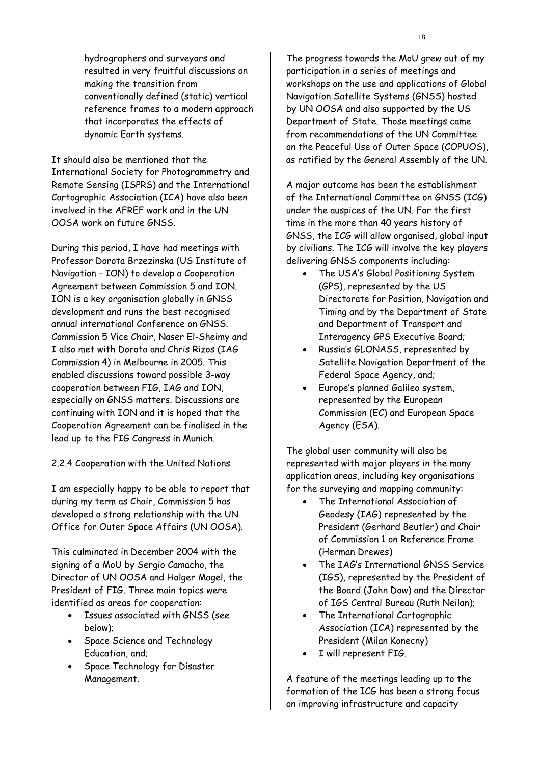hydrographers and surveyors and resulted in very fruitful discussions on making the transition from conventionally defined (static) vertical reference frames to a modern approach that incorporates the effects of dynamic Earth systems.

It should also be mentioned that the International Society for Photogrammetry and Remote Sensing (ISPRS) and the International Cartographic Association (ICA) have also been involved in the AFREF work and in the UN OOSA work on future GNSS.

During this period, I have had meetings with Professor Dorota Brzezinska (US Institute of Navigation - ION) to develop a Cooperation Agreement between Commission 5 and ION. ION is a key organisation globally in GNSS development and runs the best recognised annual international Conference on GNSS. Commission 5 Vice Chair, Naser El-Sheimy and I also met with Dorota and Chris Rizos (IAG Commission 4) in Melbourne in 2005. This enabled discussions toward possible 3-way cooperation between FIG, IAG and ION, especially on GNSS matters. Discussions are continuing with ION and it is hoped that the Cooperation Agreement can be finalised in the lead up to the FIG Congress in Munich.

### 2.2.4 Cooperation with the United Nations

I am especially happy to be able to report that during my term as Chair, Commission 5 has developed a strong relationship with the UN Office for Outer Space Affairs (UN OOSA).

This culminated in December 2004 with the signing of a MoU by Sergio Camacho, the Director of UN OOSA and Holger Magel, the President of FIG. Three main topics were identified as areas for cooperation:

- Issues associated with GNSS (see below);
- Space Science and Technology Education, and;
- Space Technology for Disaster Management.

The progress towards the MoU grew out of my participation in a series of meetings and workshops on the use and applications of Global Navigation Satellite Systems (GNSS) hosted by UN OOSA and also supported by the US Department of State. Those meetings came from recommendations of the UN Committee on the Peaceful Use of Outer Space (COPUOS), as ratified by the General Assembly of the UN.

A major outcome has been the establishment of the International Committee on GNSS (ICG) under the auspices of the UN. For the first time in the more than 40 years history of GNSS, the ICG will allow organised, global input by civilians. The ICG will involve the key players delivering GNSS components including:

- The USA's Global Positioning System (GPS), represented by the US Directorate for Position, Navigation and Timing and by the Department of State and Department of Transport and Interagency GPS Executive Board;
- Russia's GLONASS, represented by Satellite Navigation Department of the Federal Space Agency, and;
- Europe's planned Galileo system, represented by the European Commission (EC) and European Space Agency (ESA).

The global user community will also be represented with major players in the many application areas, including key organisations for the surveying and mapping community:

- The International Association of Geodesy (IAG) represented by the President (Gerhard Beutler) and Chair of Commission 1 on Reference Frame (Herman Drewes)
- The IAG's International GNSS Service (IGS), represented by the President of the Board (John Dow) and the Director of IGS Central Bureau (Ruth Neilan);
- The International Cartographic Association (ICA) represented by the President (Milan Konecny)
- I will represent FIG.

A feature of the meetings leading up to the formation of the ICG has been a strong focus on improving infrastructure and capacity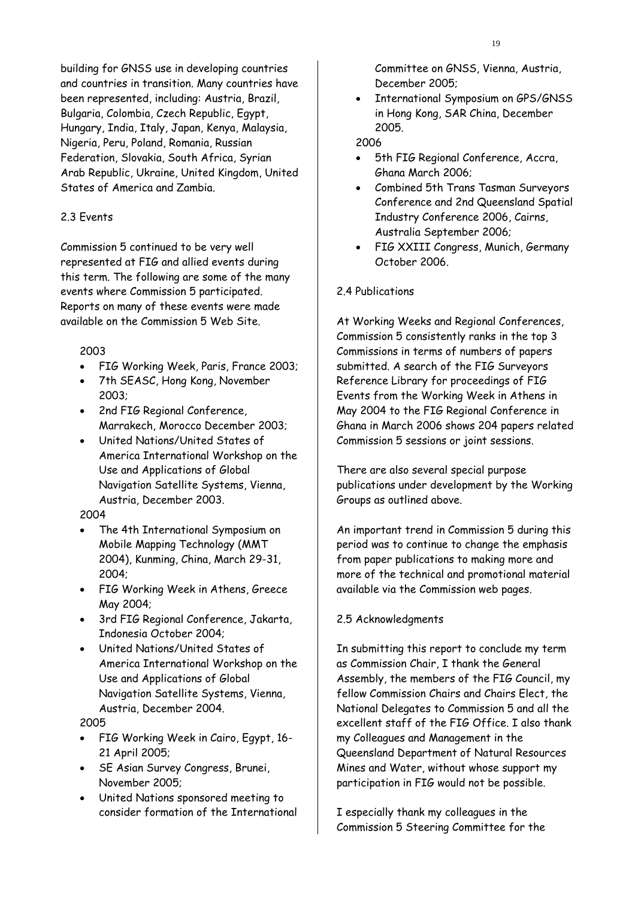building for GNSS use in developing countries and countries in transition. Many countries have been represented, including: Austria, Brazil, Bulgaria, Colombia, Czech Republic, Egypt, Hungary, India, Italy, Japan, Kenya, Malaysia, Nigeria, Peru, Poland, Romania, Russian Federation, Slovakia, South Africa, Syrian Arab Republic, Ukraine, United Kingdom, United States of America and Zambia.

2.3 Events

Commission 5 continued to be very well represented at FIG and allied events during this term. The following are some of the many events where Commission 5 participated. Reports on many of these events were made available on the Commission 5 Web Site.

2003

- FIG Working Week, Paris, France 2003;
- 7th SEASC, Hong Kong, November 2003;
- 2nd FIG Regional Conference, Marrakech, Morocco December 2003;
- United Nations/United States of America International Workshop on the Use and Applications of Global Navigation Satellite Systems, Vienna, Austria, December 2003.

2004

- The 4th International Symposium on Mobile Mapping Technology (MMT 2004), Kunming, China, March 29-31, 2004;
- FIG Working Week in Athens, Greece May 2004;
- 3rd FIG Regional Conference, Jakarta, Indonesia October 2004;
- United Nations/United States of America International Workshop on the Use and Applications of Global Navigation Satellite Systems, Vienna, Austria, December 2004.

2005

- FIG Working Week in Cairo, Egypt, 16-21 April 2005;
- SE Asian Survey Congress, Brunei, November 2005;
- United Nations sponsored meeting to consider formation of the International Committee on GNSS, Vienna, Austria, December 2005;
- International Symposium on GPS/GNSS in Hong Kong, SAR China, December 2005.

2006

- 5th FIG Regional Conference, Accra, Ghana March 2006;
- Combined 5th Trans Tasman Surveyors Conference and 2nd Queensland Spatial Industry Conference 2006, Cairns, Australia September 2006;
- FIG XXIII Congress, Munich, Germany October 2006.

2.4 Publications

At Working Weeks and Regional Conferences, Commission 5 consistently ranks in the top 3 Commissions in terms of numbers of papers submitted. A search of the FIG Surveyors Reference Library for proceedings of FIG Events from the Working Week in Athens in May 2004 to the FIG Regional Conference in Ghana in March 2006 shows 204 papers related Commission 5 sessions or joint sessions.

There are also several special purpose publications under development by the Working Groups as outlined above.

An important trend in Commission 5 during this period was to continue to change the emphasis from paper publications to making more and more of the technical and promotional material available via the Commission web pages.

2.5 Acknowledgments

In submitting this report to conclude my term as Commission Chair, I thank the General Assembly, the members of the FIG Council, my fellow Commission Chairs and Chairs Elect, the National Delegates to Commission 5 and all the excellent staff of the FIG Office. I also thank my Colleagues and Management in the Queensland Department of Natural Resources Mines and Water, without whose support my participation in FIG would not be possible.

I especially thank my colleagues in the Commission 5 Steering Committee for the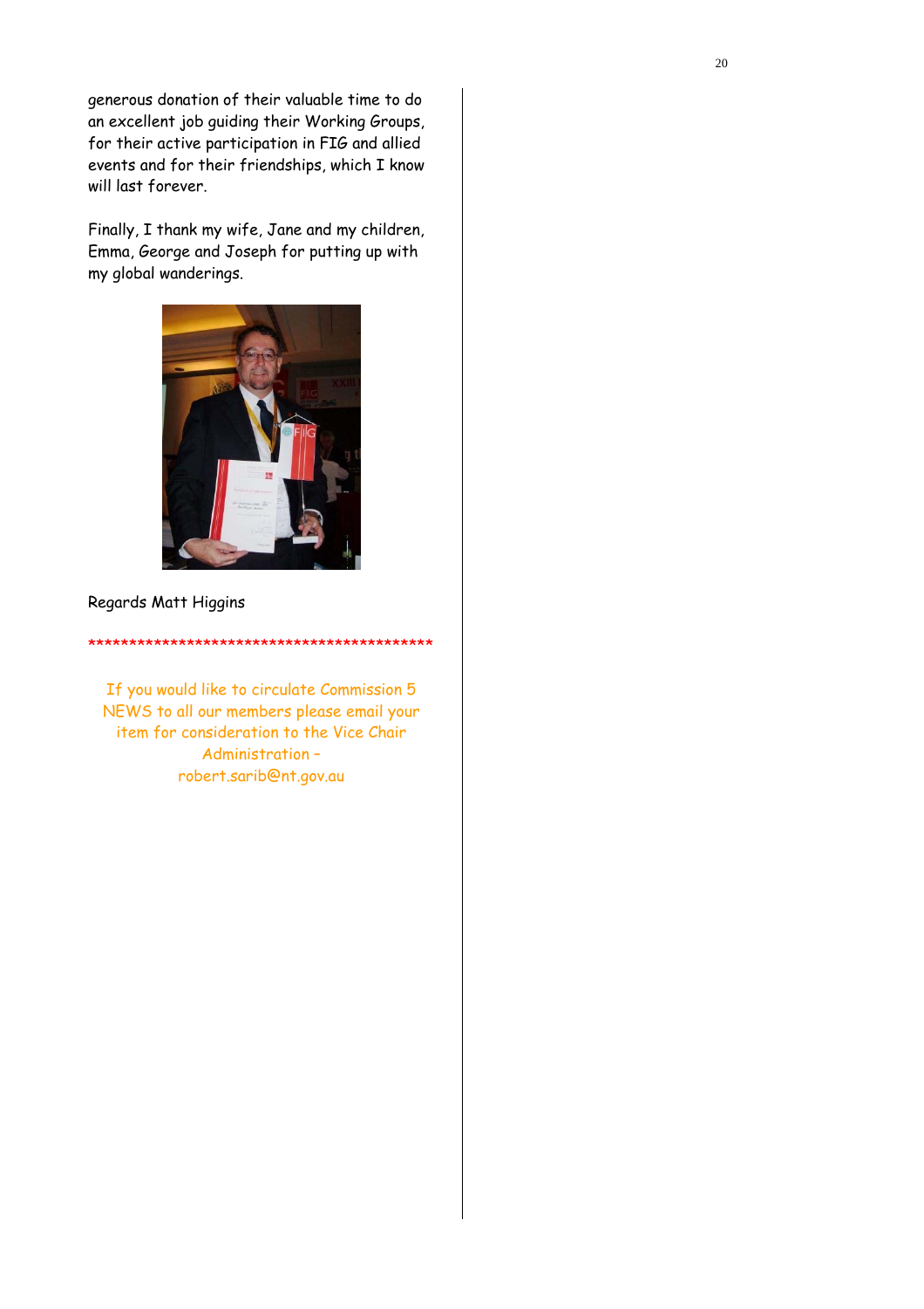generous donation of their valuable time to do an excellent job guiding their Working Groups, for their active participation in FIG and allied events and for their friendships, which I know will last forever.

Finally, I thank my wife, Jane and my children, Emma, George and Joseph for putting up with my global wanderings.

Regards Matt Higgins

*********************************************

If you would like to circulate Commission 5 NEWS to all our members please email your item for consideration to the Vice Chair Administration – robert.sarib@nt.gov.au